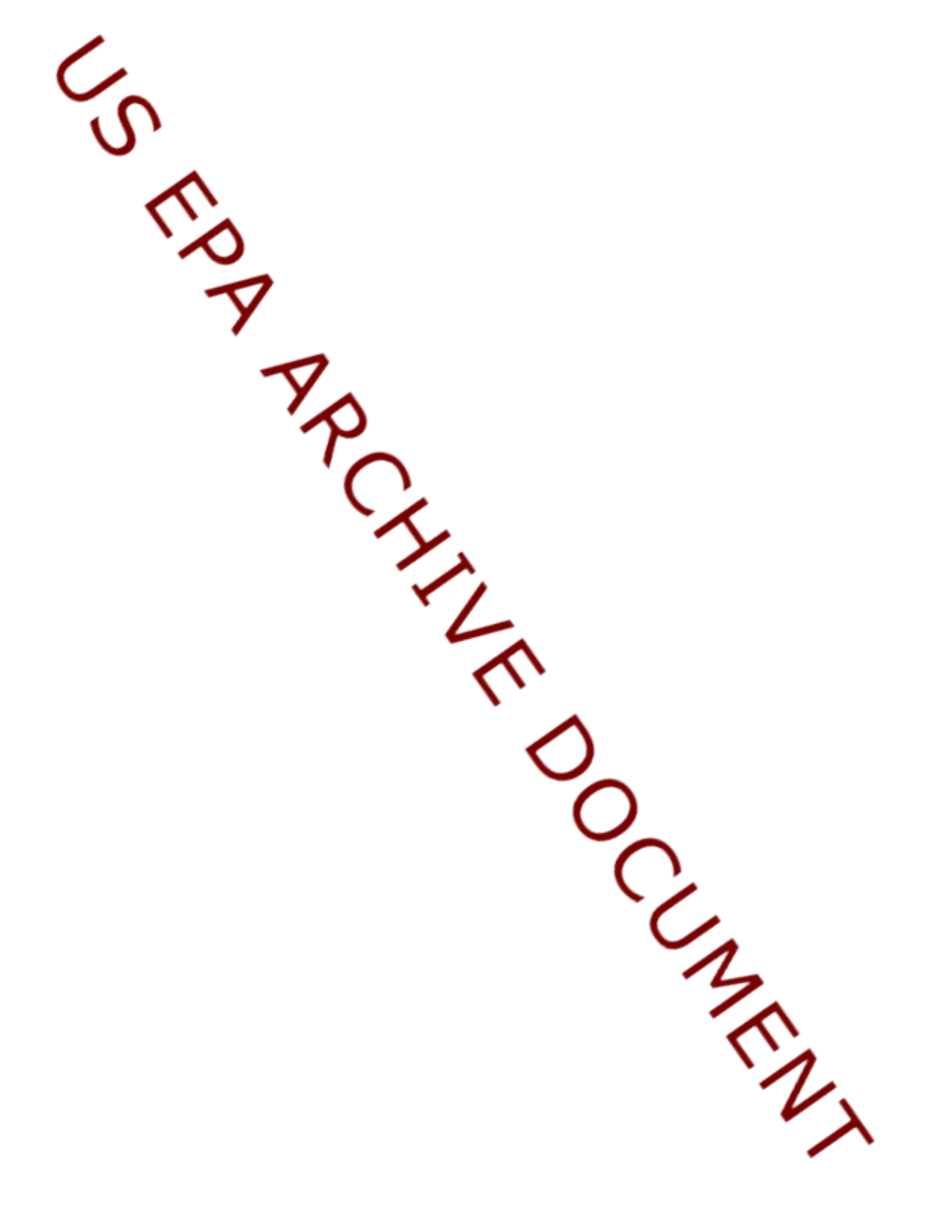US EPA ARCHIVE DOCUMENT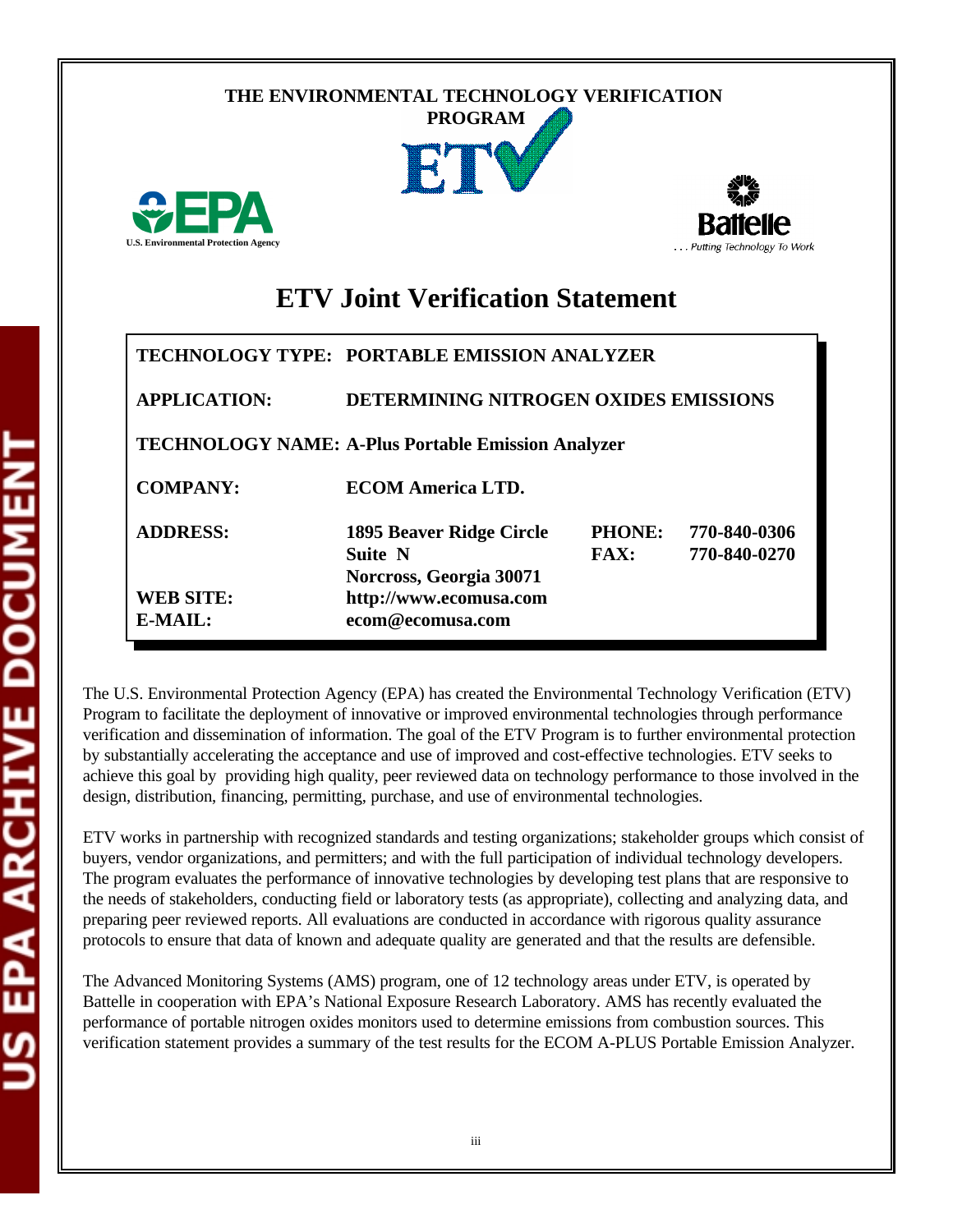THE ENVIRONMENTAL TECHNOLOGY VERIFICATION PROGRAM

ETV

EPA
U.S. Environmental Protection Agency

Battelle
. . . Putting Technology To Work

# ETV Joint Verification Statement

| | | | |
|---|---|---|---|
| **TECHNOLOGY TYPE:** | **PORTABLE EMISSION ANALYZER** | | |
| **APPLICATION:** | **DETERMINING NITROGEN OXIDES EMISSIONS** | | |
| **TECHNOLOGY NAME:** | **A-Plus Portable Emission Analyzer** | | |
| **COMPANY:** | **ECOM America LTD.** | | |
| **ADDRESS:** | **1895 Beaver Ridge Circle**<br>**Suite N**<br>**Norcross, Georgia 30071** | **PHONE:**<br>**FAX:** | **770-840-0306**<br>**770-840-0270** |
| **WEB SITE:** | **http://www.ecomusa.com** | | |
| **E-MAIL:** | **ecom@ecomusa.com** | | |

The U.S. Environmental Protection Agency (EPA) has created the Environmental Technology Verification (ETV) Program to facilitate the deployment of innovative or improved environmental technologies through performance verification and dissemination of information. The goal of the ETV Program is to further environmental protection by substantially accelerating the acceptance and use of improved and cost-effective technologies. ETV seeks to achieve this goal by providing high quality, peer reviewed data on technology performance to those involved in the design, distribution, financing, permitting, purchase, and use of environmental technologies.

ETV works in partnership with recognized standards and testing organizations; stakeholder groups which consist of buyers, vendor organizations, and permitters; and with the full participation of individual technology developers. The program evaluates the performance of innovative technologies by developing test plans that are responsive to the needs of stakeholders, conducting field or laboratory tests (as appropriate), collecting and analyzing data, and preparing peer reviewed reports. All evaluations are conducted in accordance with rigorous quality assurance protocols to ensure that data of known and adequate quality are generated and that the results are defensible.

The Advanced Monitoring Systems (AMS) program, one of 12 technology areas under ETV, is operated by Battelle in cooperation with EPA's National Exposure Research Laboratory. AMS has recently evaluated the performance of portable nitrogen oxides monitors used to determine emissions from combustion sources. This verification statement provides a summary of the test results for the ECOM A-PLUS Portable Emission Analyzer.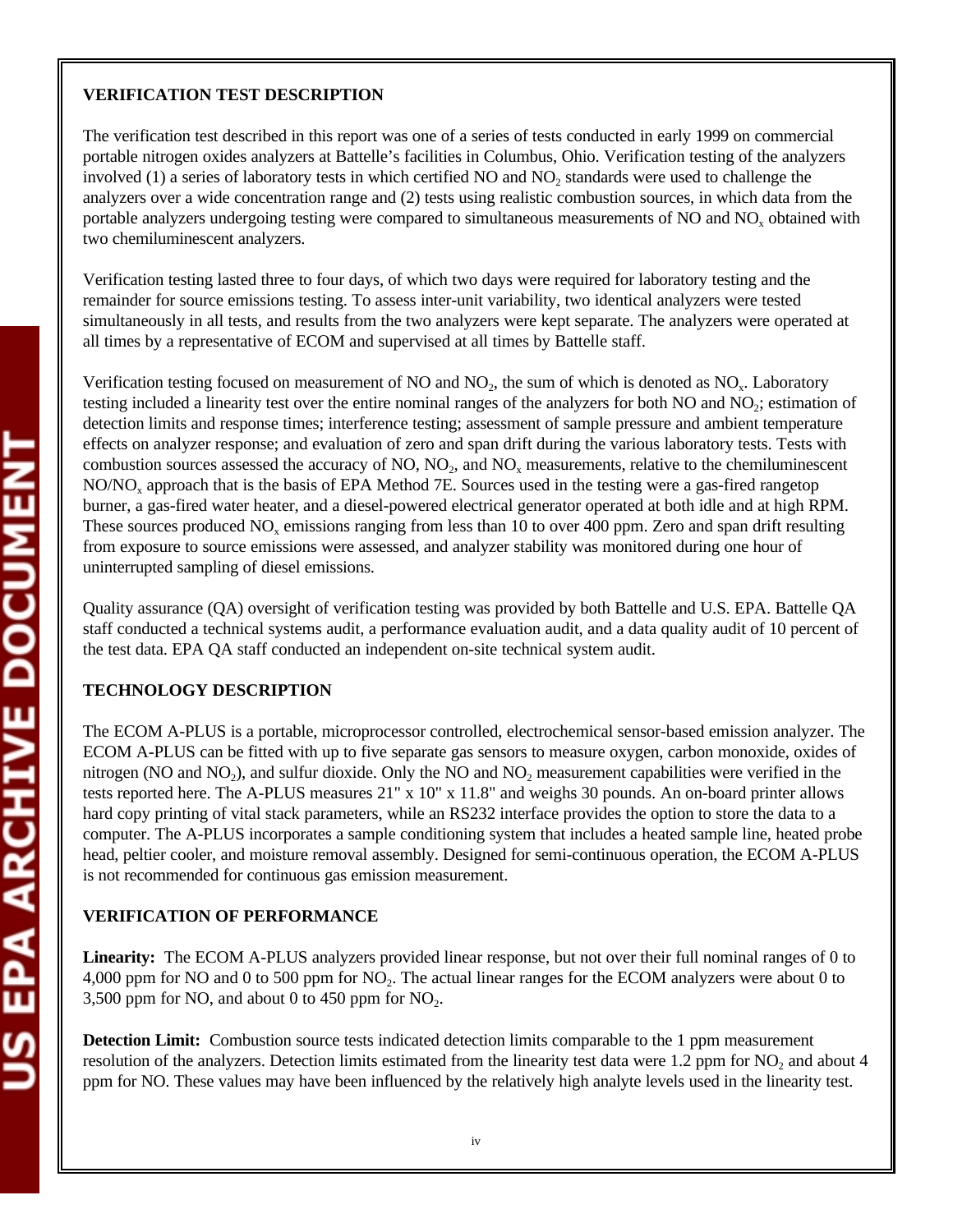**VERIFICATION TEST DESCRIPTION**

The verification test described in this report was one of a series of tests conducted in early 1999 on commercial portable nitrogen oxides analyzers at Battelle's facilities in Columbus, Ohio. Verification testing of the analyzers involved (1) a series of laboratory tests in which certified NO and $NO_2$ standards were used to challenge the analyzers over a wide concentration range and (2) tests using realistic combustion sources, in which data from the portable analyzers undergoing testing were compared to simultaneous measurements of NO and $NO_x$ obtained with two chemiluminescent analyzers.

Verification testing lasted three to four days, of which two days were required for laboratory testing and the remainder for source emissions testing. To assess inter-unit variability, two identical analyzers were tested simultaneously in all tests, and results from the two analyzers were kept separate. The analyzers were operated at all times by a representative of ECOM and supervised at all times by Battelle staff.

Verification testing focused on measurement of NO and $NO_2$, the sum of which is denoted as $NO_x$. Laboratory testing included a linearity test over the entire nominal ranges of the analyzers for both NO and $NO_2$; estimation of detection limits and response times; interference testing; assessment of sample pressure and ambient temperature effects on analyzer response; and evaluation of zero and span drift during the various laboratory tests. Tests with combustion sources assessed the accuracy of NO, $NO_2$, and $NO_x$ measurements, relative to the chemiluminescent NO/$NO_x$ approach that is the basis of EPA Method 7E. Sources used in the testing were a gas-fired rangetop burner, a gas-fired water heater, and a diesel-powered electrical generator operated at both idle and at high RPM. These sources produced $NO_x$ emissions ranging from less than 10 to over 400 ppm. Zero and span drift resulting from exposure to source emissions were assessed, and analyzer stability was monitored during one hour of uninterrupted sampling of diesel emissions.

Quality assurance (QA) oversight of verification testing was provided by both Battelle and U.S. EPA. Battelle QA staff conducted a technical systems audit, a performance evaluation audit, and a data quality audit of 10 percent of the test data. EPA QA staff conducted an independent on-site technical system audit.

**TECHNOLOGY DESCRIPTION**

The ECOM A-PLUS is a portable, microprocessor controlled, electrochemical sensor-based emission analyzer. The ECOM A-PLUS can be fitted with up to five separate gas sensors to measure oxygen, carbon monoxide, oxides of nitrogen (NO and $NO_2$), and sulfur dioxide. Only the NO and $NO_2$ measurement capabilities were verified in the tests reported here. The A-PLUS measures 21" x 10" x 11.8" and weighs 30 pounds. An on-board printer allows hard copy printing of vital stack parameters, while an RS232 interface provides the option to store the data to a computer. The A-PLUS incorporates a sample conditioning system that includes a heated sample line, heated probe head, peltier cooler, and moisture removal assembly. Designed for semi-continuous operation, the ECOM A-PLUS is not recommended for continuous gas emission measurement.

**VERIFICATION OF PERFORMANCE**

**Linearity:** The ECOM A-PLUS analyzers provided linear response, but not over their full nominal ranges of 0 to 4,000 ppm for NO and 0 to 500 ppm for $NO_2$. The actual linear ranges for the ECOM analyzers were about 0 to 3,500 ppm for NO, and about 0 to 450 ppm for $NO_2$.

**Detection Limit:** Combustion source tests indicated detection limits comparable to the 1 ppm measurement resolution of the analyzers. Detection limits estimated from the linearity test data were 1.2 ppm for $NO_2$ and about 4 ppm for NO. These values may have been influenced by the relatively high analyte levels used in the linearity test.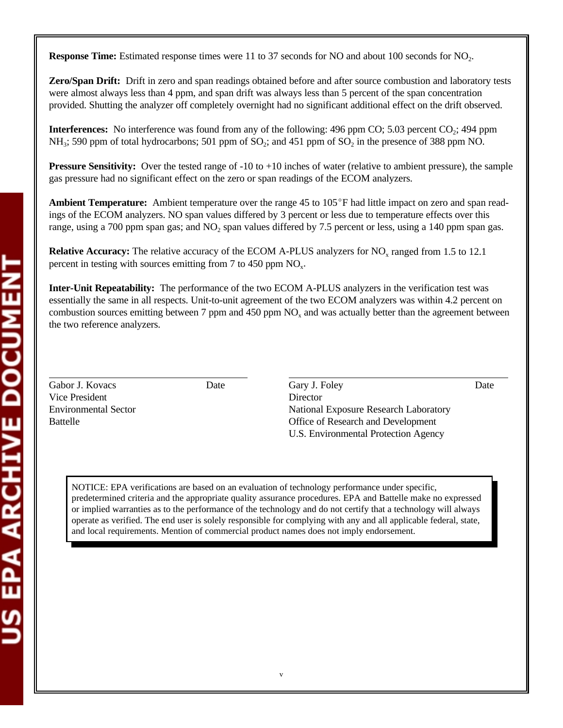**Response Time:** Estimated response times were 11 to 37 seconds for NO and about 100 seconds for $NO_2$.

**Zero/Span Drift:** Drift in zero and span readings obtained before and after source combustion and laboratory tests were almost always less than 4 ppm, and span drift was always less than 5 percent of the span concentration provided. Shutting the analyzer off completely overnight had no significant additional effect on the drift observed.

**Interferences:** No interference was found from any of the following: 496 ppm CO; 5.03 percent $CO_2$; 494 ppm $NH_3$; 590 ppm of total hydrocarbons; 501 ppm of $SO_2$; and 451 ppm of $SO_2$ in the presence of 388 ppm NO.

**Pressure Sensitivity:** Over the tested range of -10 to +10 inches of water (relative to ambient pressure), the sample gas pressure had no significant effect on the zero or span readings of the ECOM analyzers.

**Ambient Temperature:** Ambient temperature over the range 45 to 105°F had little impact on zero and span readings of the ECOM analyzers. NO span values differed by 3 percent or less due to temperature effects over this range, using a 700 ppm span gas; and $NO_2$ span values differed by 7.5 percent or less, using a 140 ppm span gas.

**Relative Accuracy:** The relative accuracy of the ECOM A-PLUS analyzers for $NO_x$ ranged from 1.5 to 12.1 percent in testing with sources emitting from 7 to 450 ppm $NO_x$.

**Inter-Unit Repeatability:** The performance of the two ECOM A-PLUS analyzers in the verification test was essentially the same in all respects. Unit-to-unit agreement of the two ECOM analyzers was within 4.2 percent on combustion sources emitting between 7 ppm and 450 ppm $NO_x$ and was actually better than the agreement between the two reference analyzers.

Gabor J. Kovacs Date
Vice President
Environmental Sector
Battelle

Gary J. Foley Date
Director
National Exposure Research Laboratory
Office of Research and Development
U.S. Environmental Protection Agency

NOTICE: EPA verifications are based on an evaluation of technology performance under specific, predetermined criteria and the appropriate quality assurance procedures. EPA and Battelle make no expressed or implied warranties as to the performance of the technology and do not certify that a technology will always operate as verified. The end user is solely responsible for complying with any and all applicable federal, state, and local requirements. Mention of commercial product names does not imply endorsement.